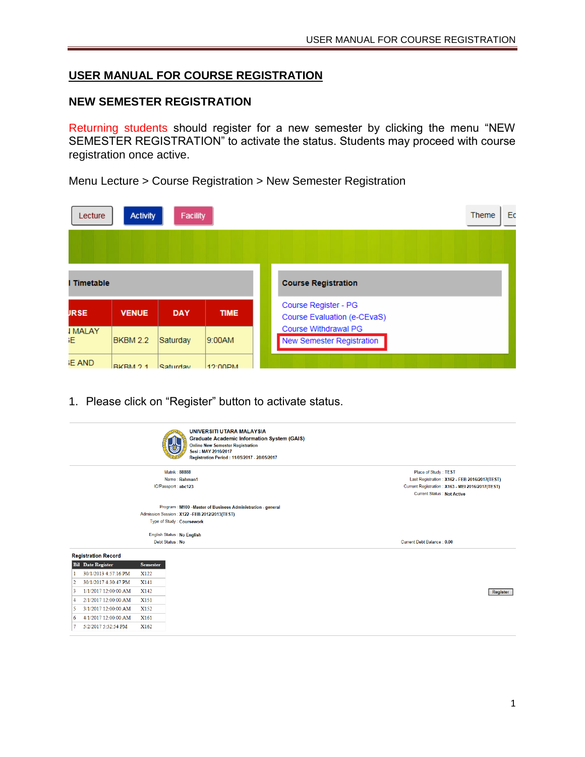# USER MANUAL FOR COURSE REGISTRATION

## NEW SEMESTER REGISTRATION

Returning students should register for a new semester by clicking the menu "NEW SEMESTER REGISTRATION" to activate the status. Students may proceed with course registration once active.

Menu Lecture > Course Registration > New Semester Registration

1. Please click on "Register" button to activate status.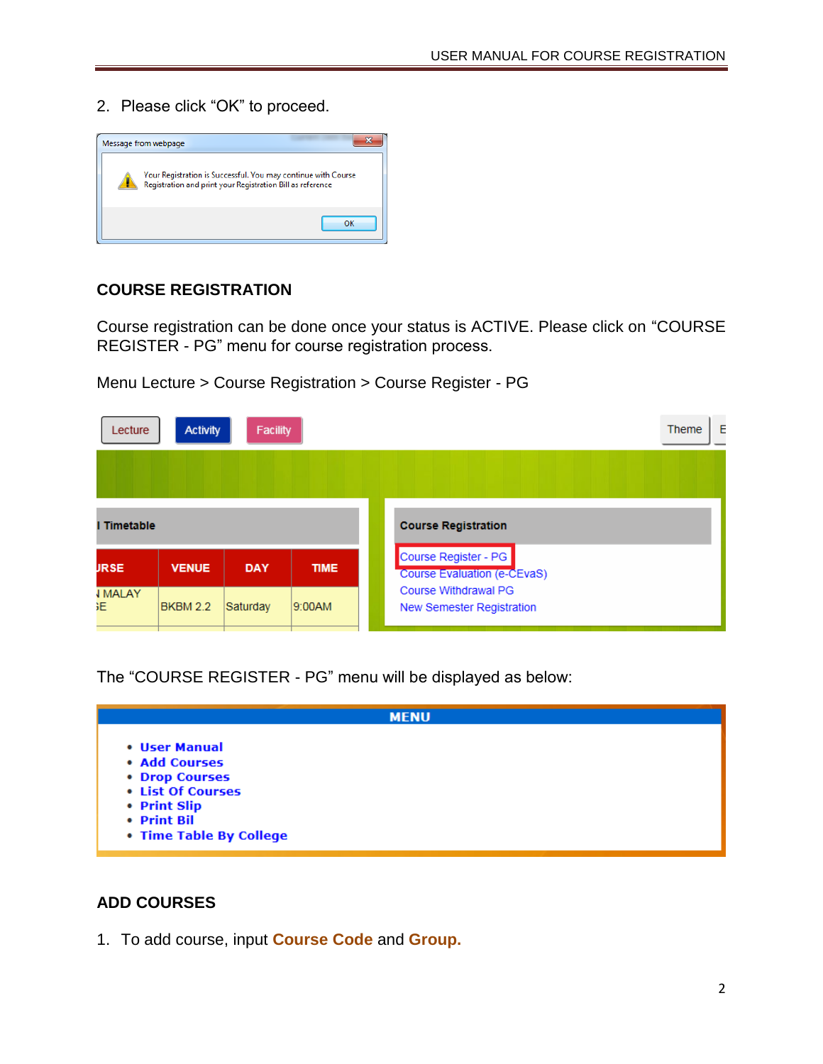2. Please click “OK” to proceed.

## COURSE REGISTRATION

Course registration can be done once your status is ACTIVE. Please click on “COURSE REGISTER - PG” menu for course registration process.

Menu Lecture > Course Registration > Course Register - PG

The “COURSE REGISTER - PG” menu will be displayed as below:

## ADD COURSES

1. To add course, input **Course Code** and **Group.**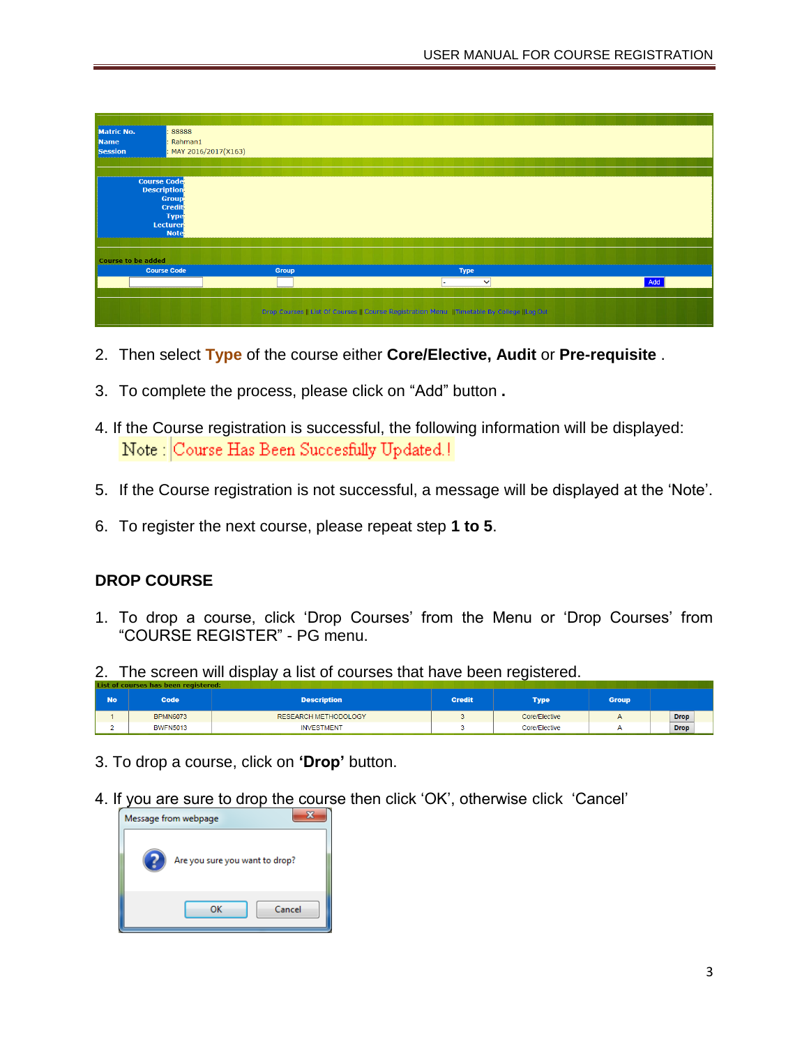| Matric No. | : 88888 |
| --- | --- |
| Name | : Rahman1 |
| Session | : MAY 2016/2017(X163) |

| Course Code | |
| --- | --- |
| Description | |
| Group | |
| Credit | |
| Type | |
| Lecturer | |
| Note | |

Course to be added

| Course Code | Group | Type | |
| --- | --- | --- | --- |
| | | - | Add |

Drop Courses || List Of Courses || Course Registration Menu ||Timetable By College ||Log Out

2. Then select **Type** of the course either **Core/Elective, Audit** or **Pre-requisite** .
3. To complete the process, please click on "Add" button **.**
4. If the Course registration is successful, the following information will be displayed:
   Note : Course Has Been Succesfully Updated !
5. If the Course registration is not successful, a message will be displayed at the 'Note'.
6. To register the next course, please repeat step **1 to 5**.

## DROP COURSE

1. To drop a course, click 'Drop Courses' from the Menu or 'Drop Courses' from "COURSE REGISTER" - PG menu.
2. The screen will display a list of courses that have been registered.

List of courses has been registered:

| No | Code | Description | Credit | Type | Group | |
| --- | --- | --- | --- | --- | --- | --- |
| 1 | BPMN6073 | RESEARCH METHODOLOGY | 3 | Core/Elective | A | Drop |
| 2 | BWFN5013 | INVESTMENT | 3 | Core/Elective | A | Drop |

3. To drop a course, click on **'Drop'** button.
4. If you are sure to drop the course then click 'OK', otherwise click 'Cancel'

Message from webpage

Are you sure you want to drop?

OK Cancel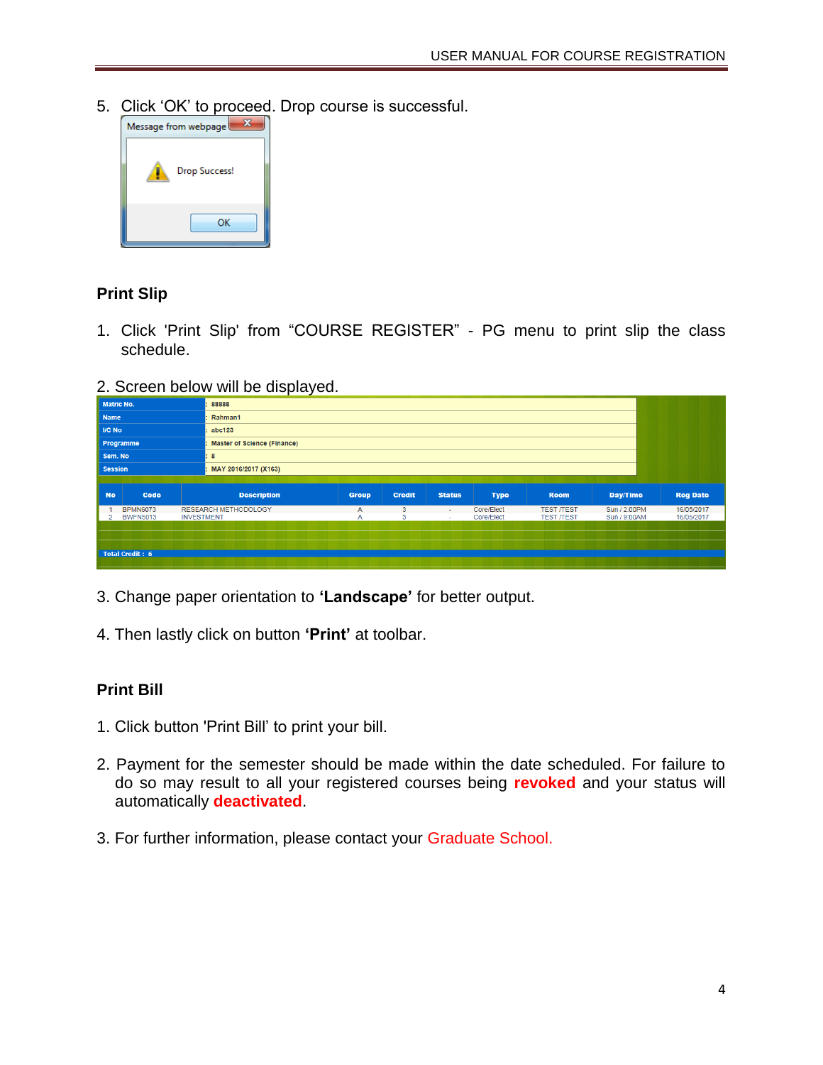5. Click 'OK' to proceed. Drop course is successful.

Message from webpage

Drop Success!

OK

## Print Slip

1. Click 'Print Slip' from "COURSE REGISTER" - PG menu to print slip the class schedule.

2. Screen below will be displayed.

| | |
|---|---|
| Matric No. | : 88888 |
| Name | : Rahman1 |
| I/C No | : abc123 |
| Programme | : Master of Science (Finance) |
| Sem. No | : 8 |
| Session | : MAY 2016/2017 (X163) |

| No | Code | Description | Group | Credit | Status | Type | Room | Day/Time | Reg Date |
|---|---|---|---|---|---|---|---|---|---|
| 1 | BPMN6073 | RESEARCH METHODOLOGY | A | 3 | - | Core/Elect | TEST /TEST | Sun / 2:00PM | 16/05/2017 |
| 2 | BWFN5013 | INVESTMENT | A | 3 | - | Core/Elect | TEST /TEST | Sun / 9:00AM | 16/05/2017 |

Total Credit : 6

3. Change paper orientation to **'Landscape'** for better output.

4. Then lastly click on button **'Print'** at toolbar.

## Print Bill

1. Click button 'Print Bill' to print your bill.

2. Payment for the semester should be made within the date scheduled. For failure to do so may result to all your registered courses being **revoked** and your status will automatically **deactivated**.

3. For further information, please contact your Graduate School.